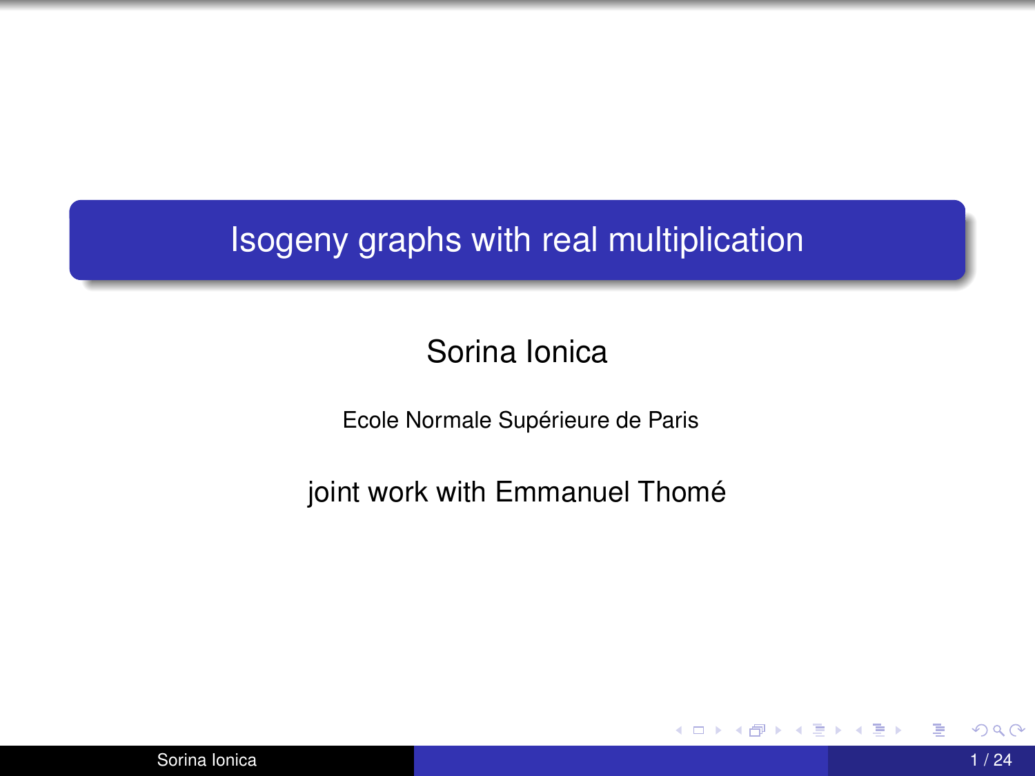# Isogeny graphs with real multiplication

Sorina Ionica

Ecole Normale Supérieure de Paris

joint work with Emmanuel Thomé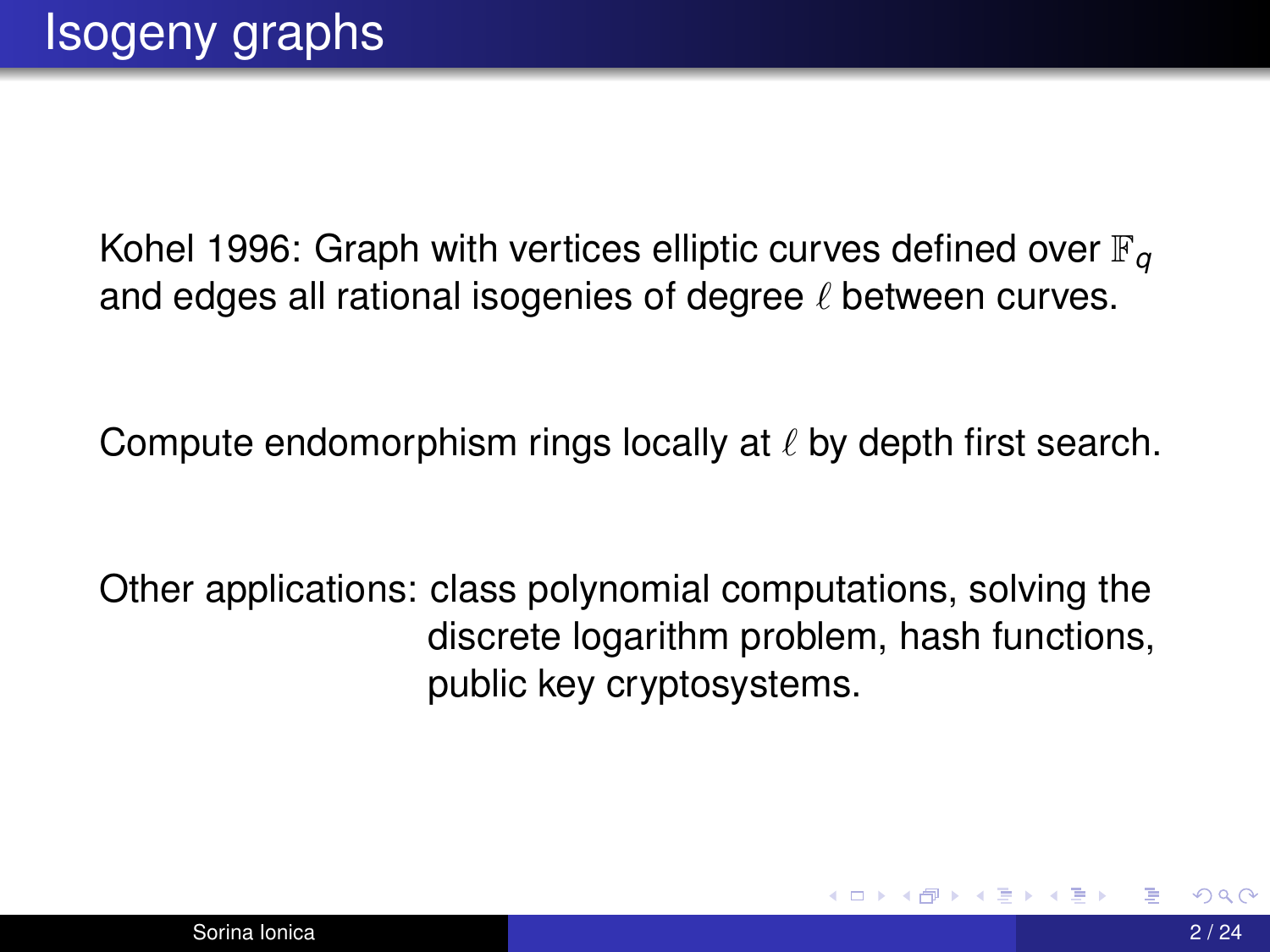# Isogeny graphs

Kohel 1996: Graph with vertices elliptic curves defined over $\mathbb{F}_q$ and edges all rational isogenies of degree $\ell$ between curves.

Compute endomorphism rings locally at $\ell$ by depth first search.

Other applications: class polynomial computations, solving the discrete logarithm problem, hash functions, public key cryptosystems.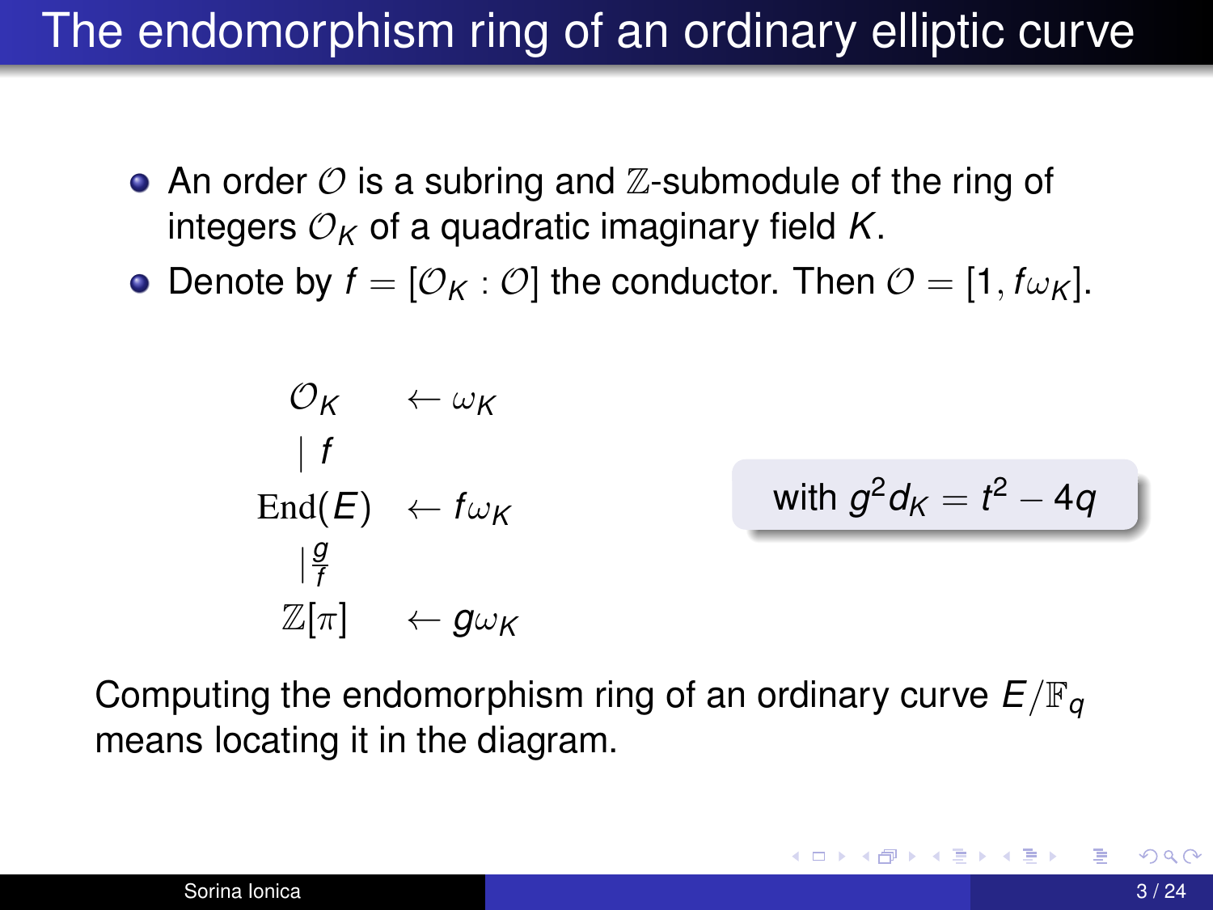# The endomorphism ring of an ordinary elliptic curve

- An order $\mathcal{O}$ is a subring and $\mathbb{Z}$-submodule of the ring of integers $\mathcal{O}_K$ of a quadratic imaginary field $K$.
- Denote by $f = [\mathcal{O}_K : \mathcal{O}]$ the conductor. Then $\mathcal{O} = [1, f\omega_K]$.

$$
\begin{array}{cl}
\mathcal{O}_K & \leftarrow \omega_K \\
\mid f & \\
\mathrm{End}(E) & \leftarrow f\omega_K \\
\mid \frac{g}{f} & \\
\mathbb{Z}[\pi] & \leftarrow g\omega_K
\end{array}
$$

with $g^2 d_K = t^2 - 4q$

Computing the endomorphism ring of an ordinary curve $E/\mathbb{F}_q$ means locating it in the diagram.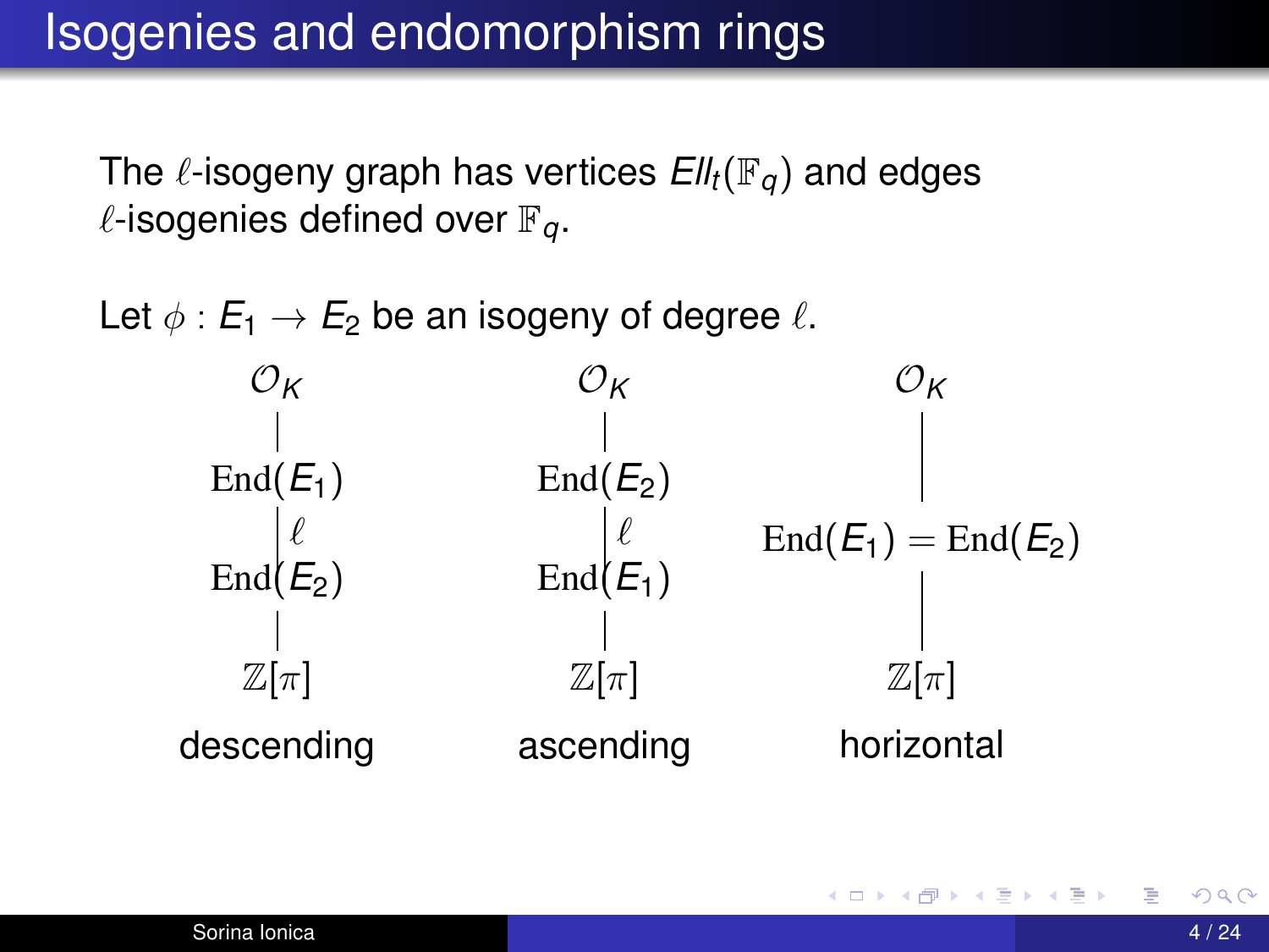# Isogenies and endomorphism rings

The $\ell$-isogeny graph has vertices $Ell_t(\mathbb{F}_q)$ and edges $\ell$-isogenies defined over $\mathbb{F}_q$.

Let $\phi : E_1 \to E_2$ be an isogeny of degree $\ell$.

$$
\begin{array}{ccc}
\mathcal{O}_K & \mathcal{O}_K & \mathcal{O}_K \\
| & | & | \\
\mathrm{End}(E_1) & \mathrm{End}(E_2) & \mathrm{End}(E_1) = \mathrm{End}(E_2) \\
|\,\ell & |\,\ell & | \\
\mathrm{End}(E_2) & \mathrm{End}(E_1) & \\
| & | & \\
\mathbb{Z}[\pi] & \mathbb{Z}[\pi] & \mathbb{Z}[\pi] \\
\text{descending} & \text{ascending} & \text{horizontal}
\end{array}
$$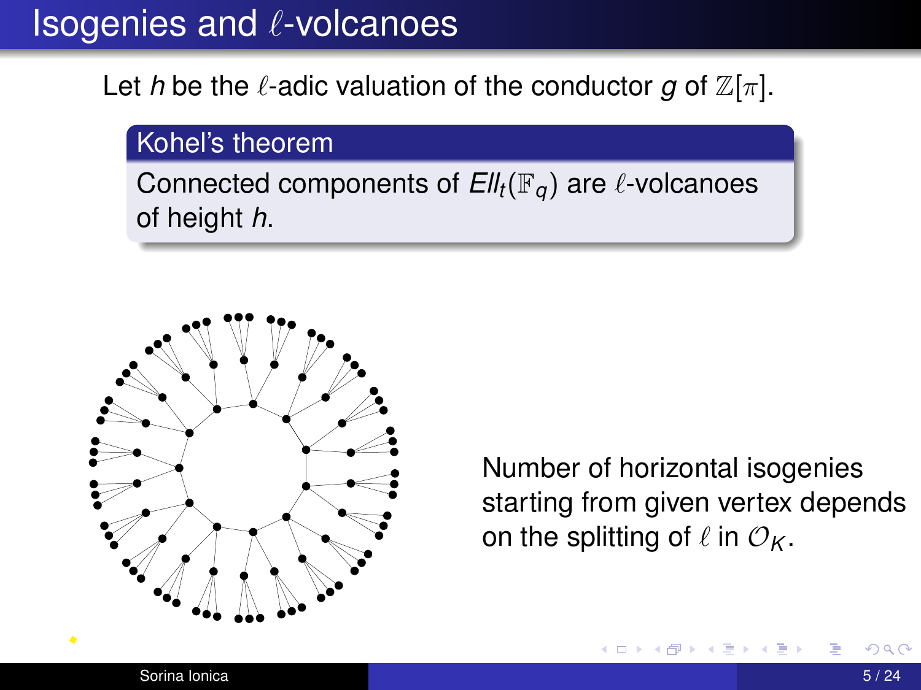# Isogenies and $\ell$-volcanoes

Let $h$ be the $\ell$-adic valuation of the conductor $g$ of $\mathbb{Z}[\pi]$.

**Kohel's theorem**

Connected components of $Ell_t(\mathbb{F}_q)$ are $\ell$-volcanoes of height $h$.

Number of horizontal isogenies starting from given vertex depends on the splitting of $\ell$ in $\mathcal{O}_K$.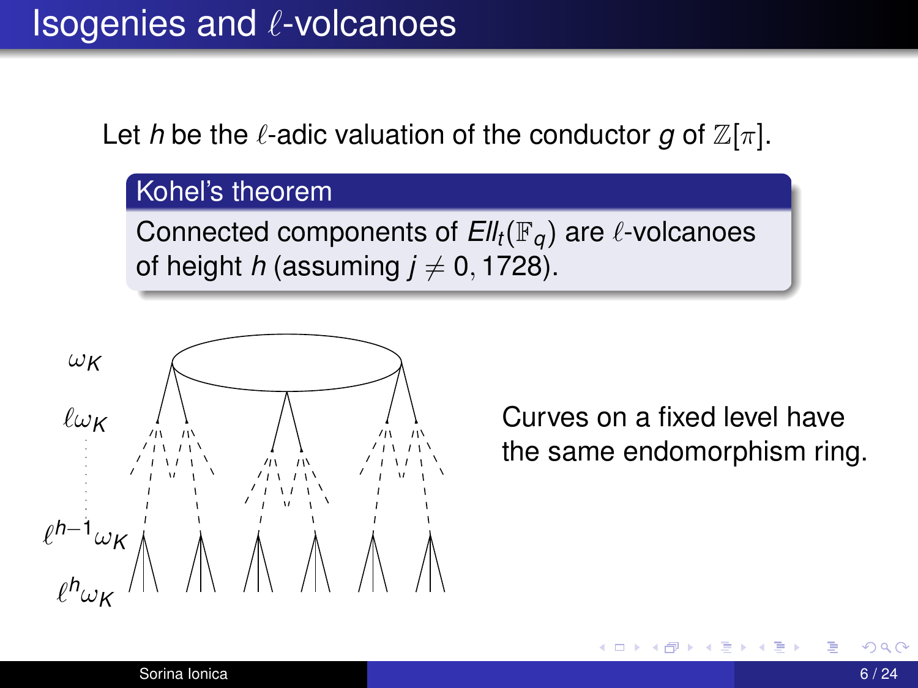# Isogenies and $\ell$-volcanoes

Let $h$ be the $\ell$-adic valuation of the conductor $g$ of $\mathbb{Z}[\pi]$.

**Kohel's theorem**

Connected components of $Ell_t(\mathbb{F}_q)$ are $\ell$-volcanoes of height $h$ (assuming $j \neq 0, 1728$).

$\omega_K$

$\ell\omega_K$

$\ell^{h-1}\omega_K$

$\ell^h\omega_K$

Curves on a fixed level have the same endomorphism ring.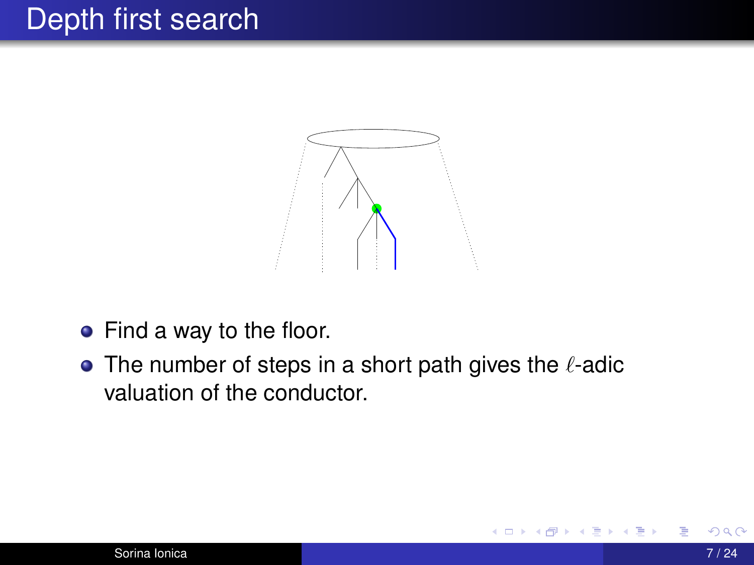# Depth first search

- Find a way to the floor.
- The number of steps in a short path gives the $\ell$-adic valuation of the conductor.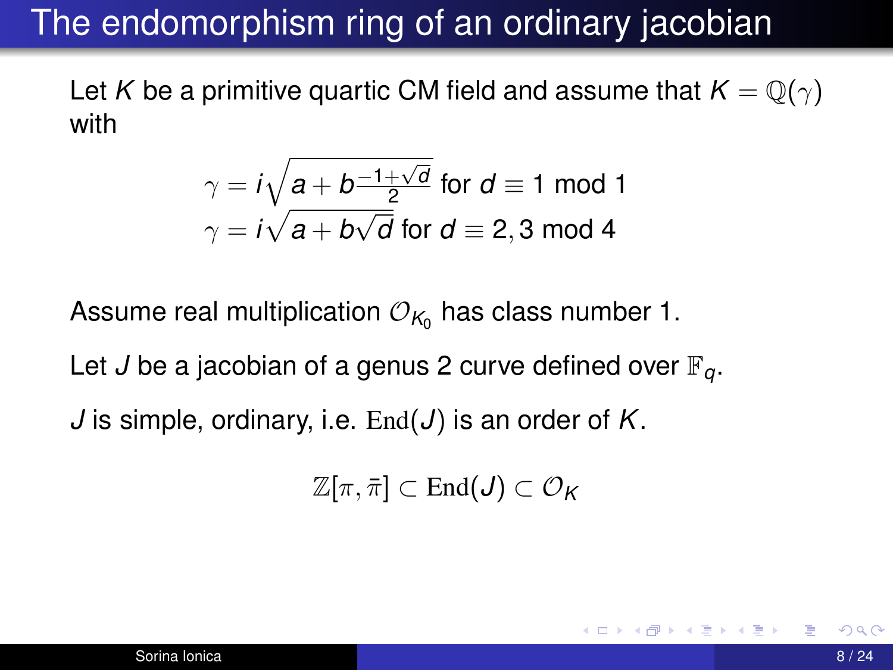# The endomorphism ring of an ordinary jacobian

Let $K$ be a primitive quartic CM field and assume that $K = \mathbb{Q}(\gamma)$ with

$$\gamma = i\sqrt{a + b\frac{-1+\sqrt{d}}{2}} \text{ for } d \equiv 1 \bmod 1$$
$$\gamma = i\sqrt{a + b\sqrt{d}} \text{ for } d \equiv 2, 3 \bmod 4$$

Assume real multiplication $\mathcal{O}_{K_0}$ has class number 1.

Let $J$ be a jacobian of a genus 2 curve defined over $\mathbb{F}_q$.

$J$ is simple, ordinary, i.e. $\mathrm{End}(J)$ is an order of $K$.

$$\mathbb{Z}[\pi, \bar{\pi}] \subset \mathrm{End}(J) \subset \mathcal{O}_K$$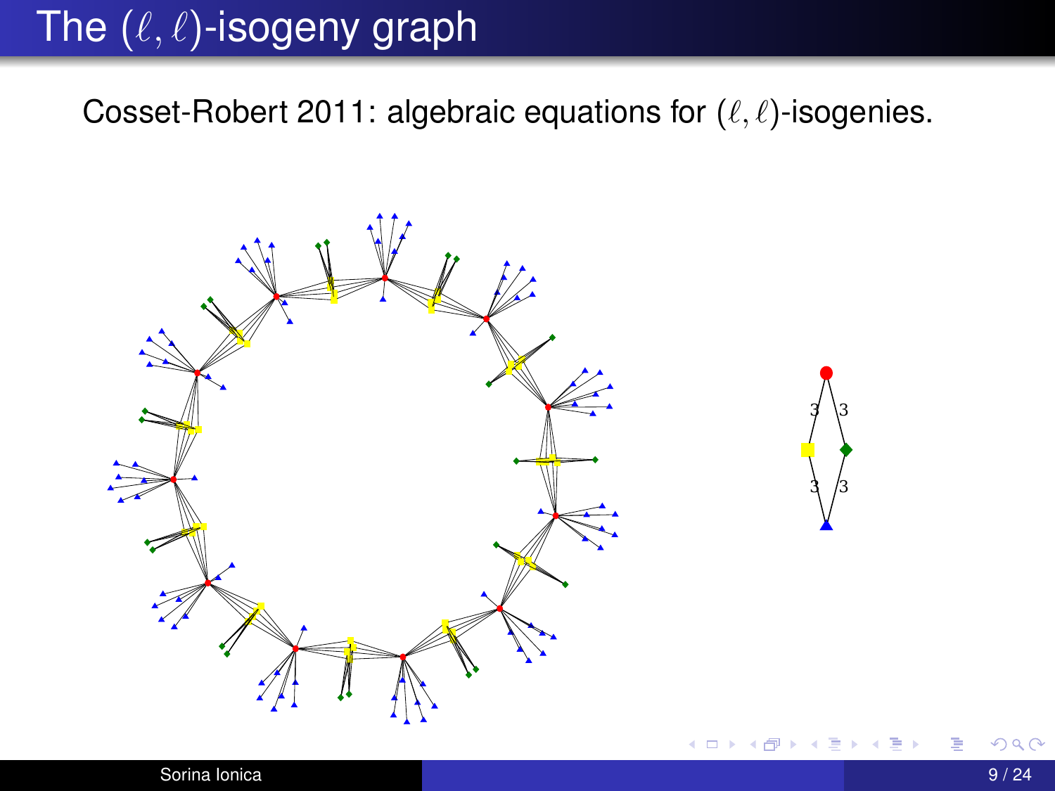# The $(\ell, \ell)$-isogeny graph

Cosset-Robert 2011: algebraic equations for $(\ell, \ell)$-isogenies.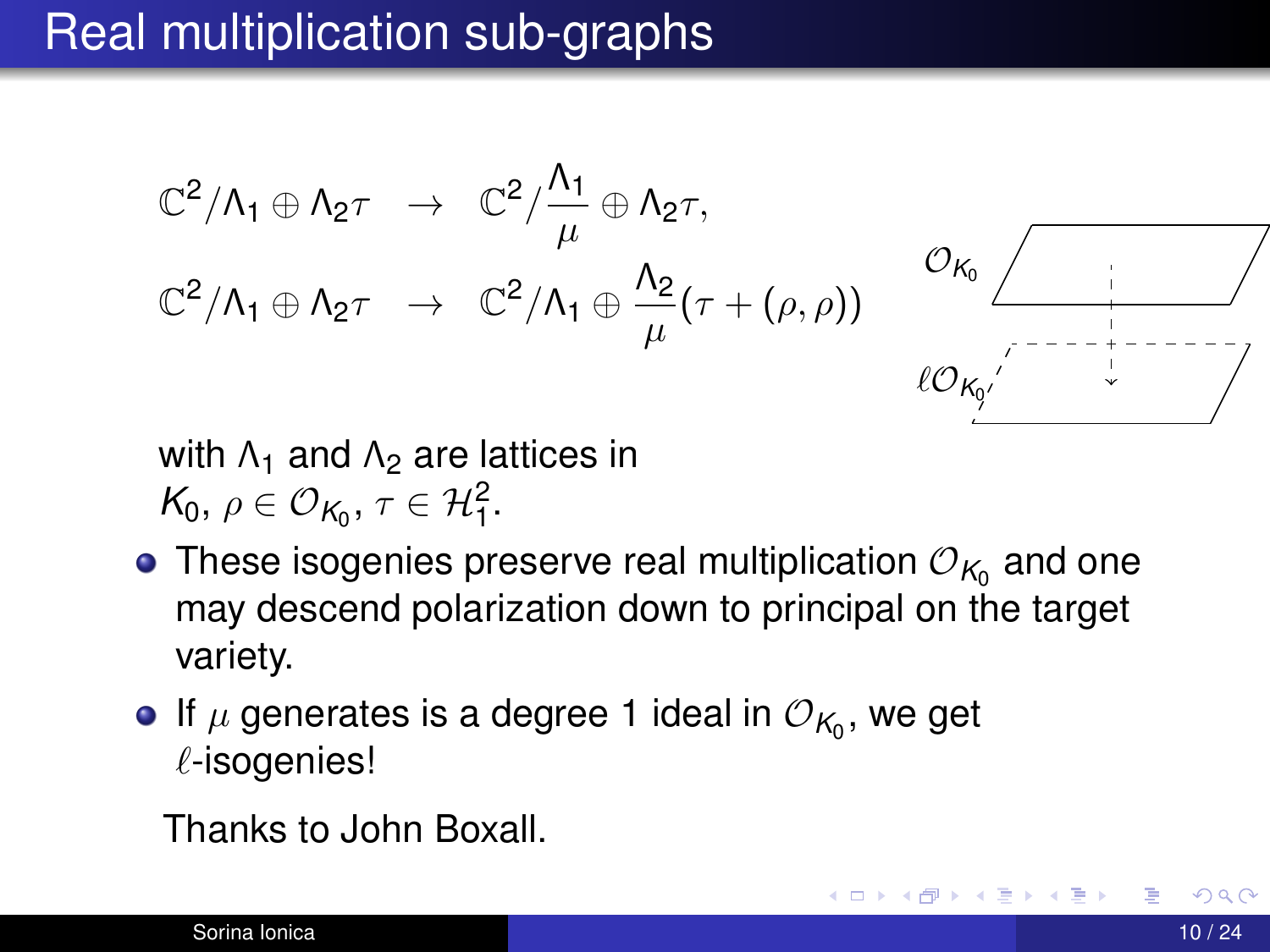# Real multiplication sub-graphs

$$
\begin{aligned}
\mathbb{C}^2/\Lambda_1 \oplus \Lambda_2\tau &\rightarrow \mathbb{C}^2/\frac{\Lambda_1}{\mu} \oplus \Lambda_2\tau, \\
\mathbb{C}^2/\Lambda_1 \oplus \Lambda_2\tau &\rightarrow \mathbb{C}^2/\Lambda_1 \oplus \frac{\Lambda_2}{\mu}(\tau + (\rho, \rho))
\end{aligned}
$$

$\mathcal{O}_{K_0}$

$\ell\mathcal{O}_{K_0}$

with $\Lambda_1$ and $\Lambda_2$ are lattices in $K_0$, $\rho \in \mathcal{O}_{K_0}$, $\tau \in \mathcal{H}_1^2$.

- These isogenies preserve real multiplication $\mathcal{O}_{K_0}$ and one may descend polarization down to principal on the target variety.
- If $\mu$ generates is a degree 1 ideal in $\mathcal{O}_{K_0}$, we get $\ell$-isogenies!

Thanks to John Boxall.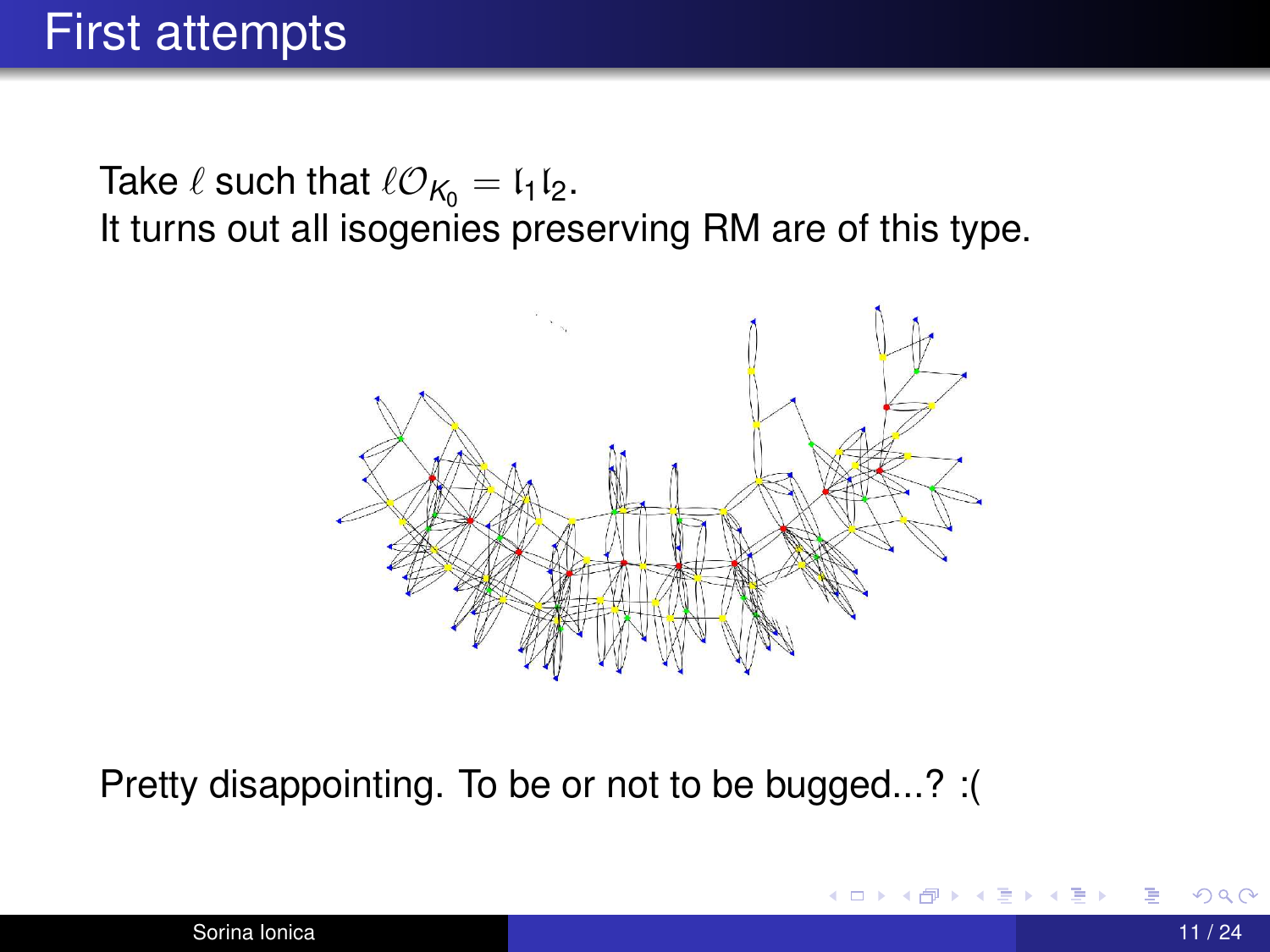# First attempts

Take $\ell$ such that $\ell\mathcal{O}_{K_0} = \mathfrak{l}_1\mathfrak{l}_2$.
It turns out all isogenies preserving RM are of this type.

Pretty disappointing. To be or not to be bugged...? :(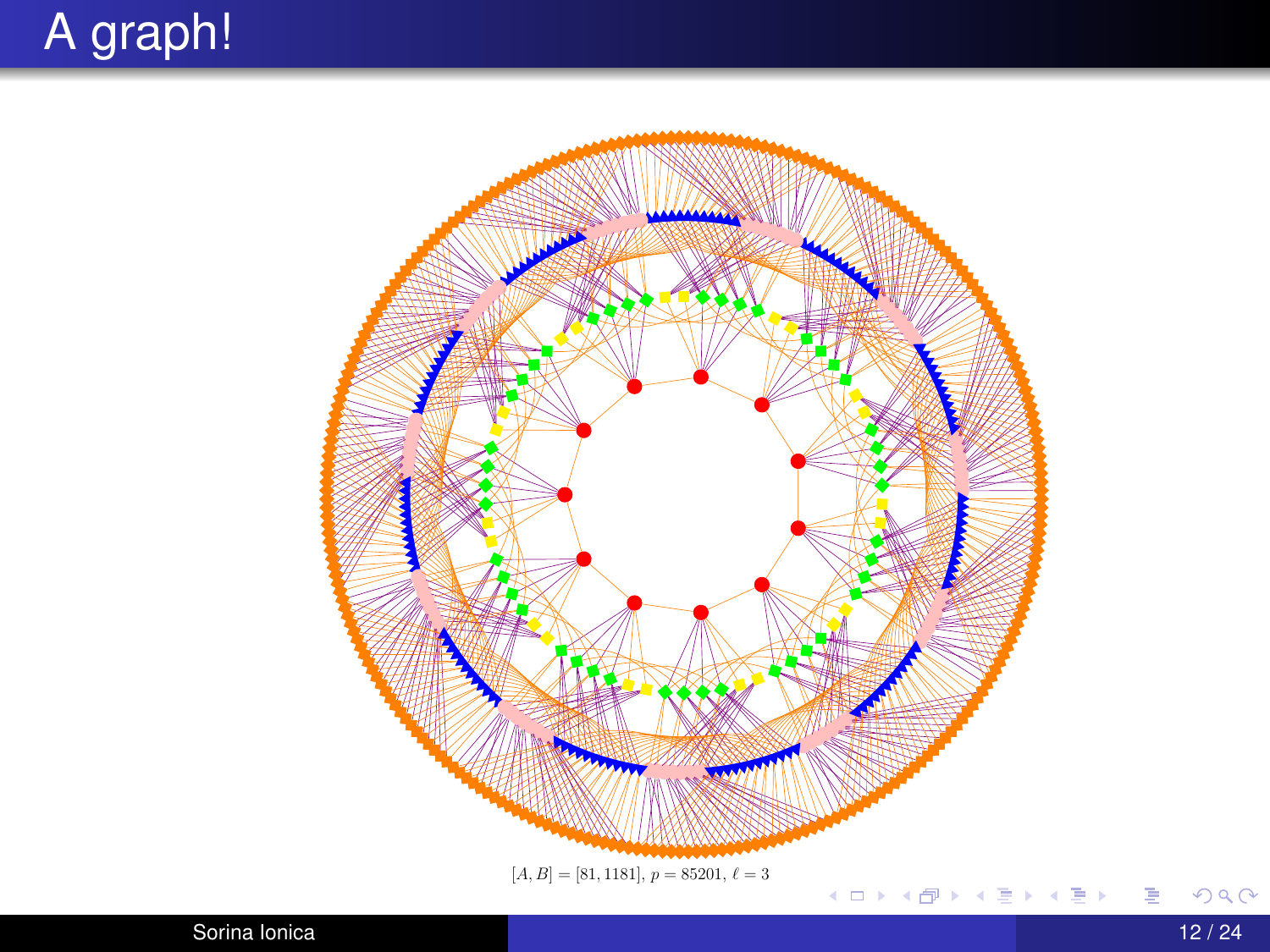# A graph!

$[A, B] = [81, 1181]$, $p = 85201$, $\ell = 3$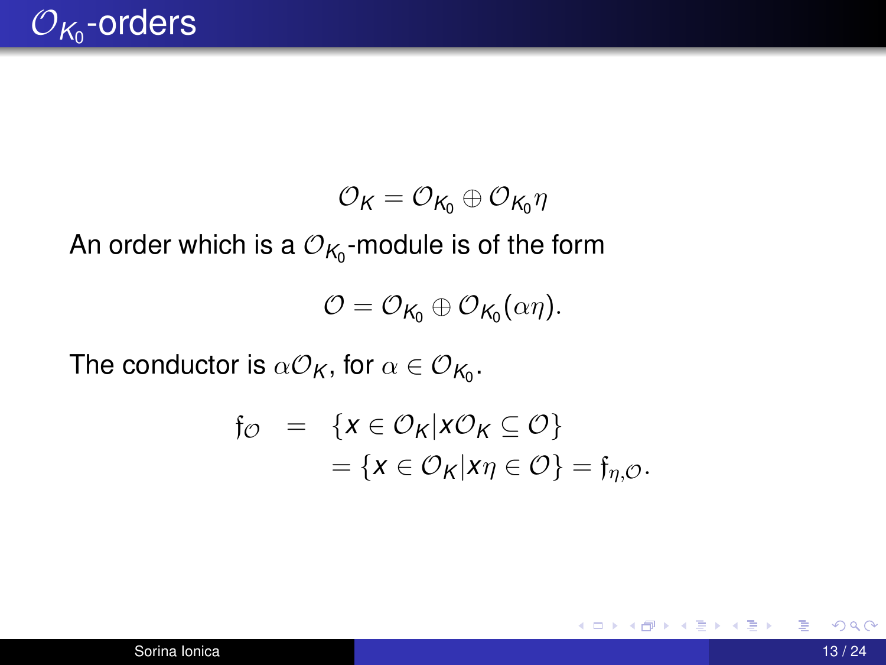# $\mathcal{O}_{K_0}$-orders

$$\mathcal{O}_K = \mathcal{O}_{K_0} \oplus \mathcal{O}_{K_0}\eta$$

An order which is a $\mathcal{O}_{K_0}$-module is of the form

$$\mathcal{O} = \mathcal{O}_{K_0} \oplus \mathcal{O}_{K_0}(\alpha\eta).$$

The conductor is $\alpha\mathcal{O}_K$, for $\alpha \in \mathcal{O}_{K_0}$.

$$\begin{aligned}
\mathfrak{f}_{\mathcal{O}} &= \{x \in \mathcal{O}_K | x\mathcal{O}_K \subseteq \mathcal{O}\} \\
&= \{x \in \mathcal{O}_K | x\eta \in \mathcal{O}\} = \mathfrak{f}_{\eta,\mathcal{O}}.
\end{aligned}$$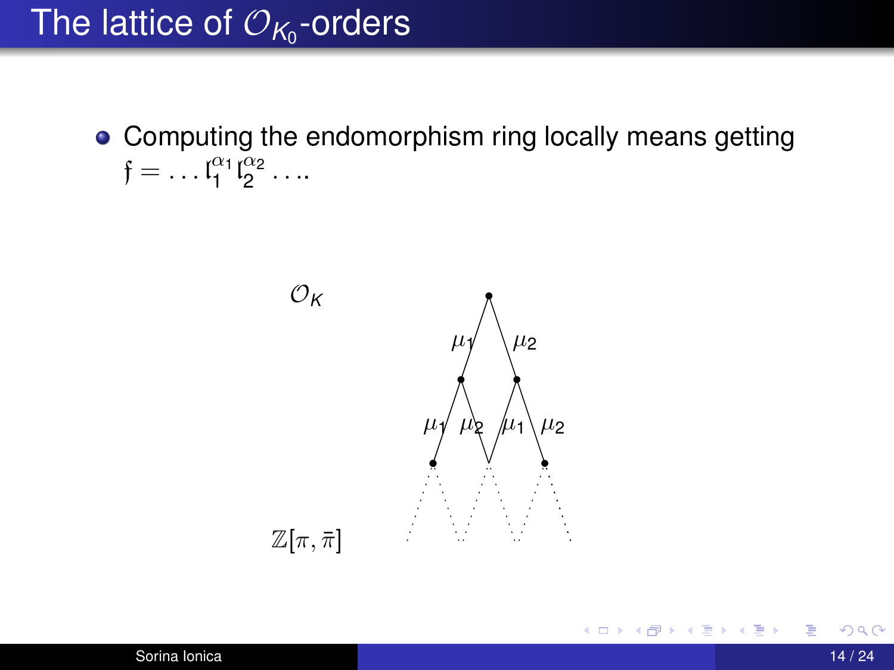# The lattice of $\mathcal{O}_{K_0}$-orders

- Computing the endomorphism ring locally means getting $\mathfrak{f} = \ldots \mathfrak{l}_1^{\alpha_1} \mathfrak{l}_2^{\alpha_2} \ldots$.

$\mathcal{O}_K$

$\mu_1$ $\mu_2$

$\mu_1$ $\mu_2$ $\mu_1$ $\mu_2$

$\mathbb{Z}[\pi, \bar{\pi}]$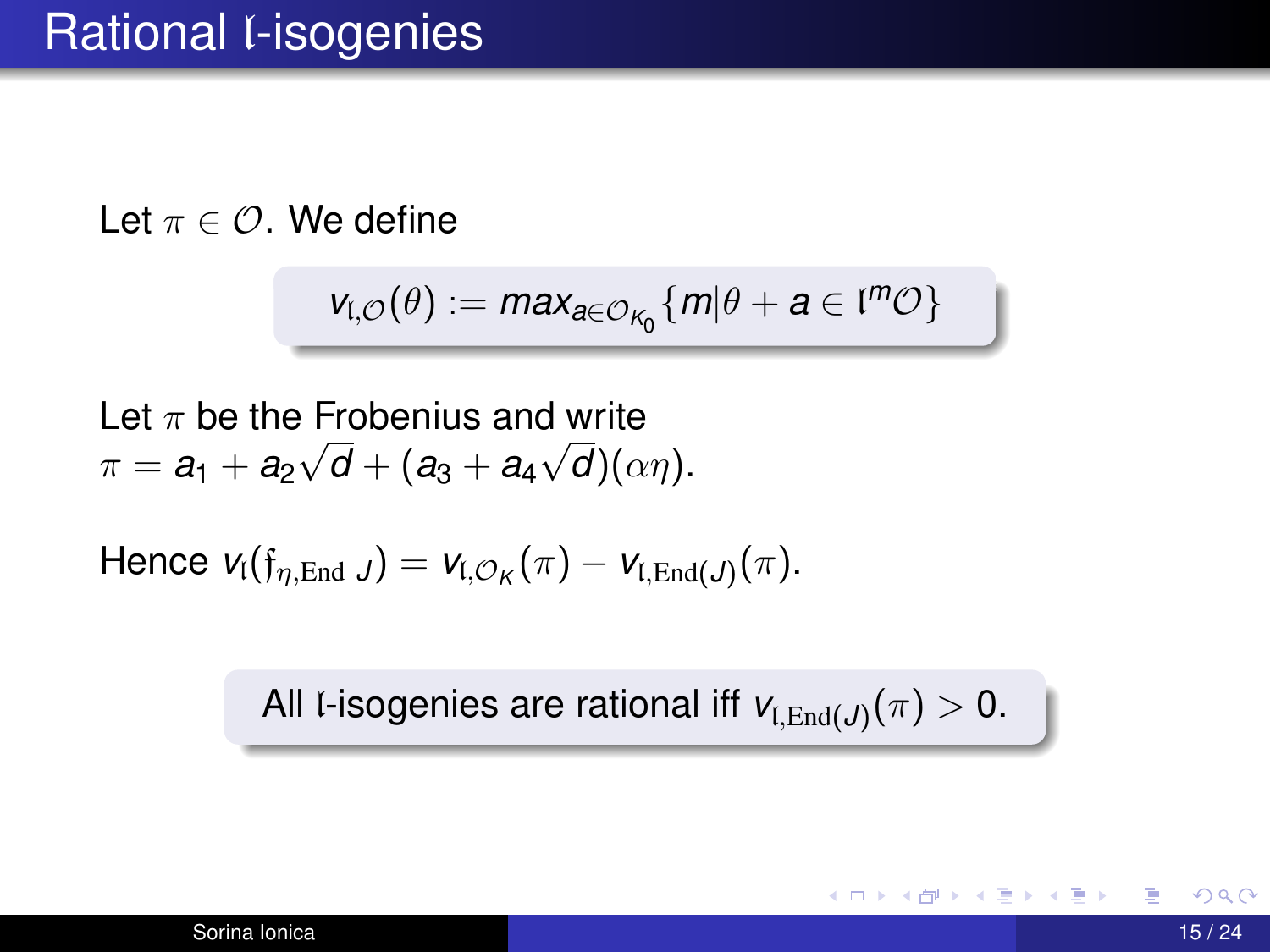# Rational $\mathfrak{l}$-isogenies

Let $\pi \in \mathcal{O}$. We define

$$v_{\mathfrak{l},\mathcal{O}}(\theta) := max_{a \in \mathcal{O}_{K_0}}\{m | \theta + a \in \mathfrak{l}^m \mathcal{O}\}$$

Let $\pi$ be the Frobenius and write $\pi = a_1 + a_2\sqrt{d} + (a_3 + a_4\sqrt{d})(\alpha\eta)$.

Hence $v_{\mathfrak{l}}(\mathfrak{f}_{\eta,\mathrm{End}\ J}) = v_{\mathfrak{l},\mathcal{O}_K}(\pi) - v_{\mathfrak{l},\mathrm{End}(J)}(\pi)$.

All $\mathfrak{l}$-isogenies are rational iff $v_{\mathfrak{l},\mathrm{End}(J)}(\pi) > 0$.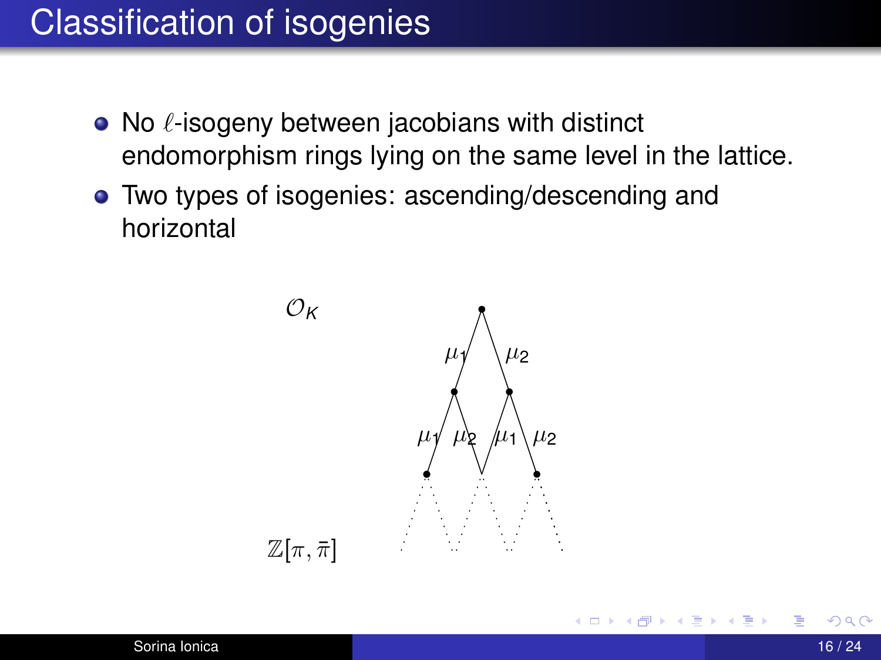# Classification of isogenies

- No $\ell$-isogeny between jacobians with distinct endomorphism rings lying on the same level in the lattice.
- Two types of isogenies: ascending/descending and horizontal

$\mathcal{O}_K$

$\mu_1$ $\mu_2$

$\mu_1$ $\mu_2$ $\mu_1$ $\mu_2$

$\mathbb{Z}[\pi, \bar{\pi}]$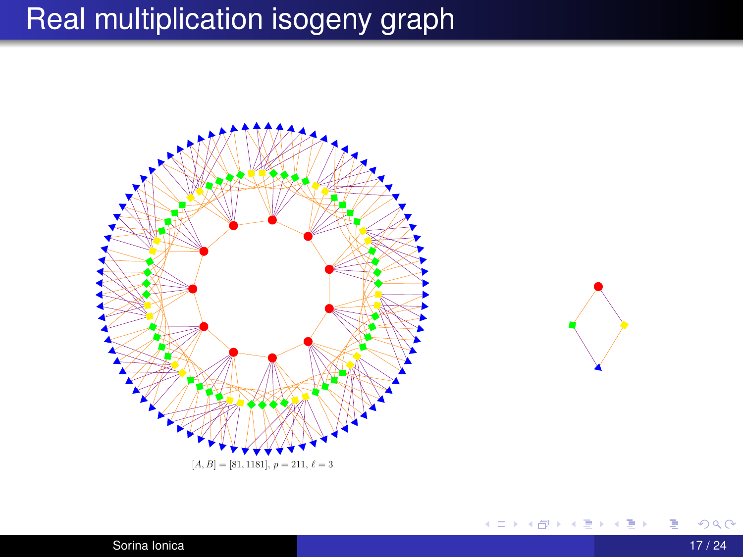# Real multiplication isogeny graph

$[A, B] = [81, 1181]$, $p = 211$, $\ell = 3$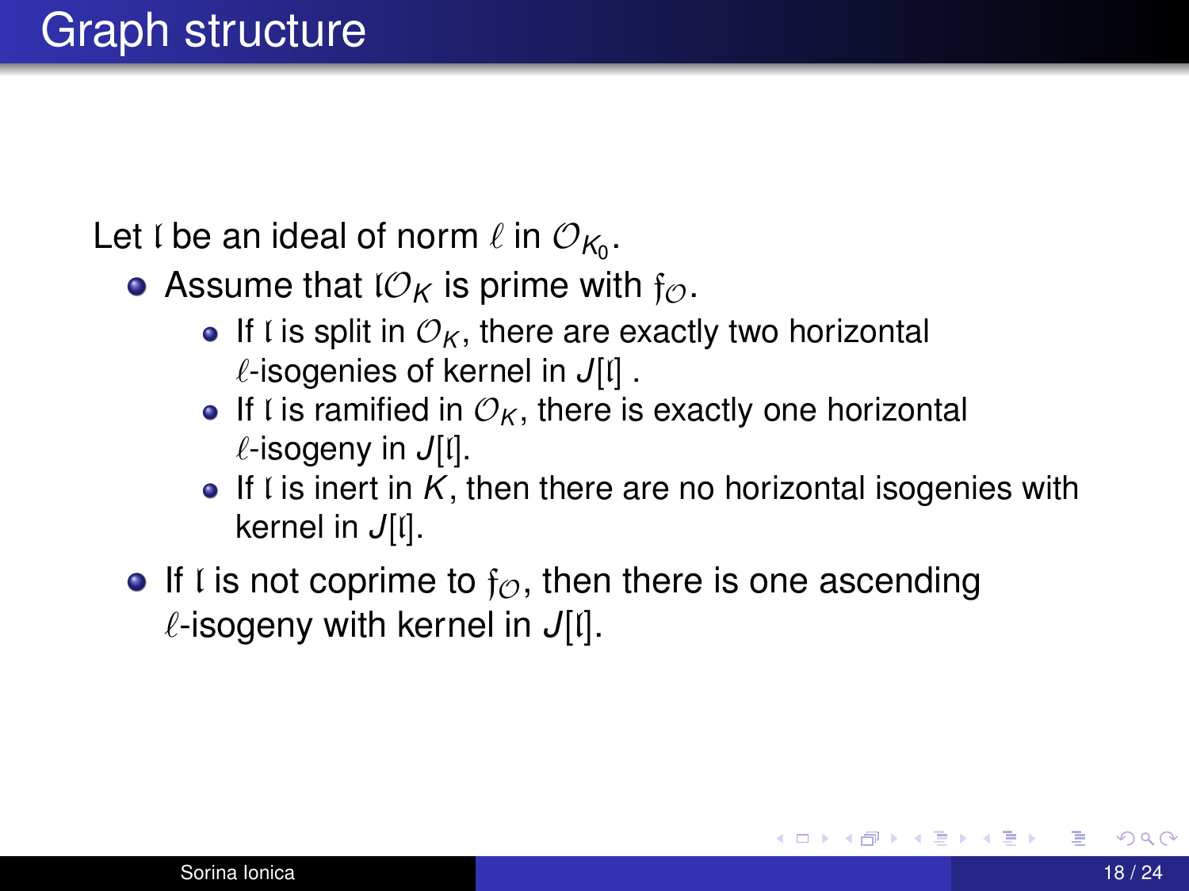# Graph structure

Let $\mathfrak{l}$ be an ideal of norm $\ell$ in $\mathcal{O}_{K_0}$.

- Assume that $\mathfrak{l}\mathcal{O}_K$ is prime with $\mathfrak{f}_{\mathcal{O}}$.
  - If $\mathfrak{l}$ is split in $\mathcal{O}_K$, there are exactly two horizontal $\ell$-isogenies of kernel in $J[\mathfrak{l}]$ .
  - If $\mathfrak{l}$ is ramified in $\mathcal{O}_K$, there is exactly one horizontal $\ell$-isogeny in $J[\mathfrak{l}]$.
  - If $\mathfrak{l}$ is inert in $K$, then there are no horizontal isogenies with kernel in $J[\mathfrak{l}]$.
- If $\mathfrak{l}$ is not coprime to $\mathfrak{f}_{\mathcal{O}}$, then there is one ascending $\ell$-isogeny with kernel in $J[\mathfrak{l}]$.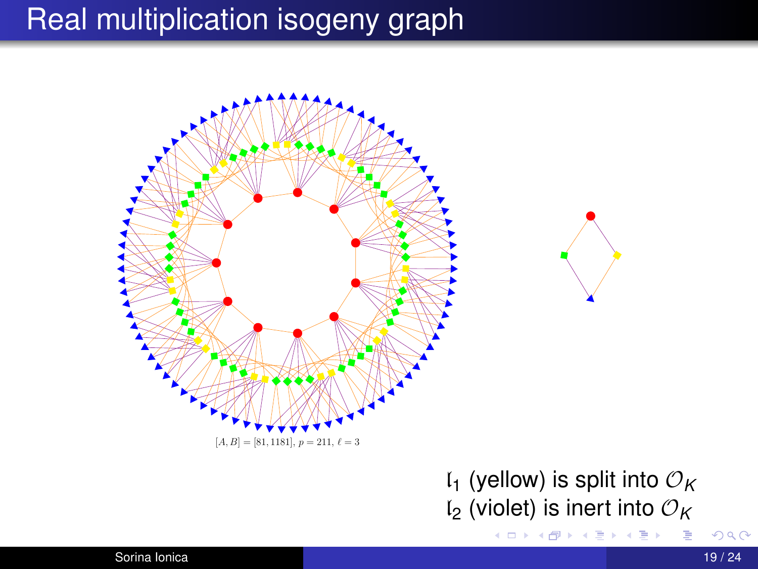# Real multiplication isogeny graph

$[A, B] = [81, 1181]$, $p = 211$, $\ell = 3$

$\mathfrak{l}_1$ (yellow) is split into $\mathcal{O}_K$
$\mathfrak{l}_2$ (violet) is inert into $\mathcal{O}_K$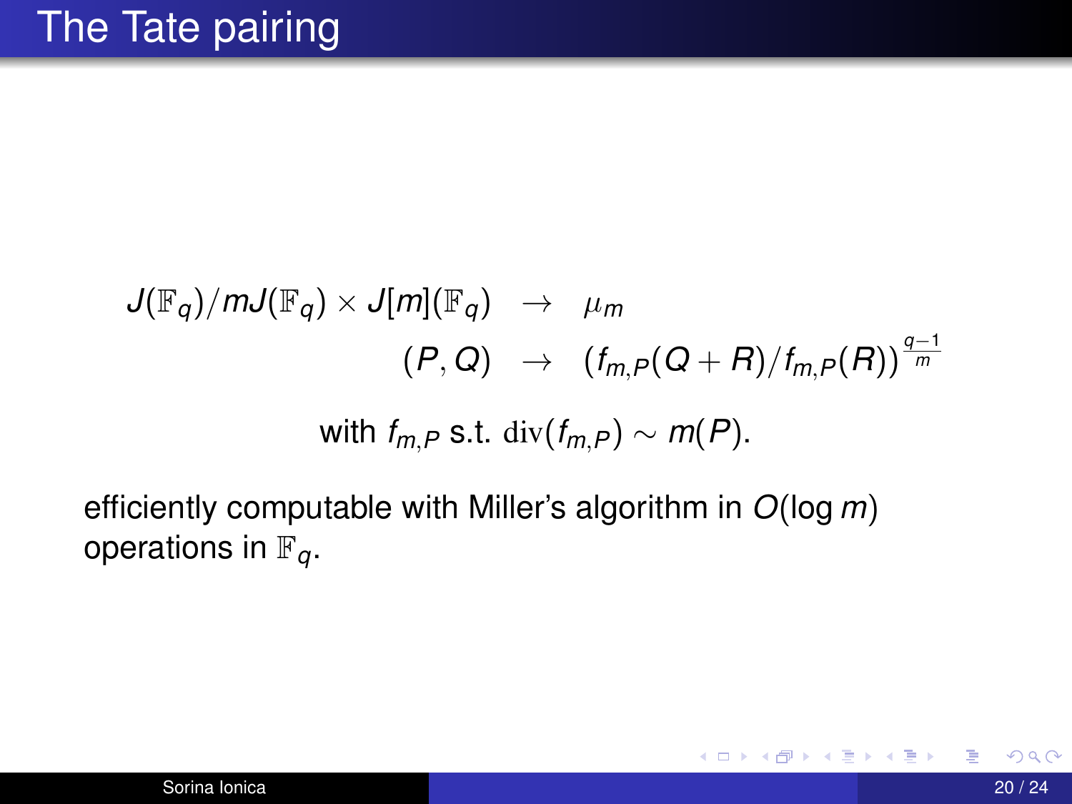# The Tate pairing

$$
\begin{array}{rcl}
J(\mathbb{F}_q)/mJ(\mathbb{F}_q) \times J[m](\mathbb{F}_q) & \to & \mu_m \\
(P, Q) & \to & (f_{m,P}(Q+R)/f_{m,P}(R))^{\frac{q-1}{m}}
\end{array}
$$

with $f_{m,P}$ s.t. $\mathrm{div}(f_{m,P}) \sim m(P)$.

efficiently computable with Miller's algorithm in $O(\log m)$ operations in $\mathbb{F}_q$.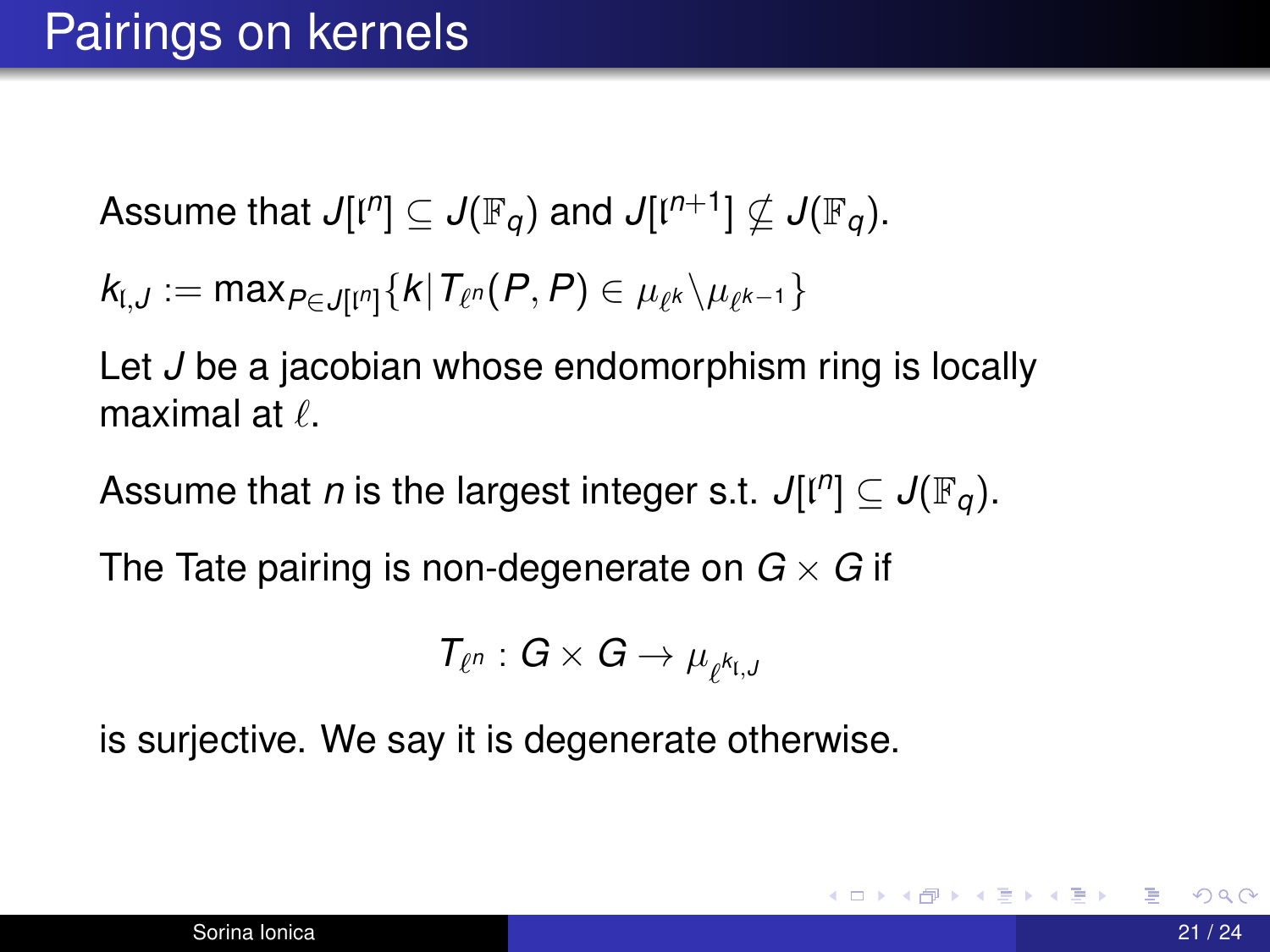# Pairings on kernels

Assume that $J[\mathfrak{l}^n] \subseteq J(\mathbb{F}_q)$ and $J[\mathfrak{l}^{n+1}] \nsubseteq J(\mathbb{F}_q)$.

$k_{\mathfrak{l},J} := \max_{P \in J[\mathfrak{l}^n]}\{k | T_{\ell^n}(P,P) \in \mu_{\ell^k} \backslash \mu_{\ell^{k-1}}\}$

Let $J$ be a jacobian whose endomorphism ring is locally maximal at $\ell$.

Assume that $n$ is the largest integer s.t. $J[\mathfrak{l}^n] \subseteq J(\mathbb{F}_q)$.

The Tate pairing is non-degenerate on $G \times G$ if

$$T_{\ell^n} : G \times G \to \mu_{\ell^{k_{\mathfrak{l},J}}}$$

is surjective. We say it is degenerate otherwise.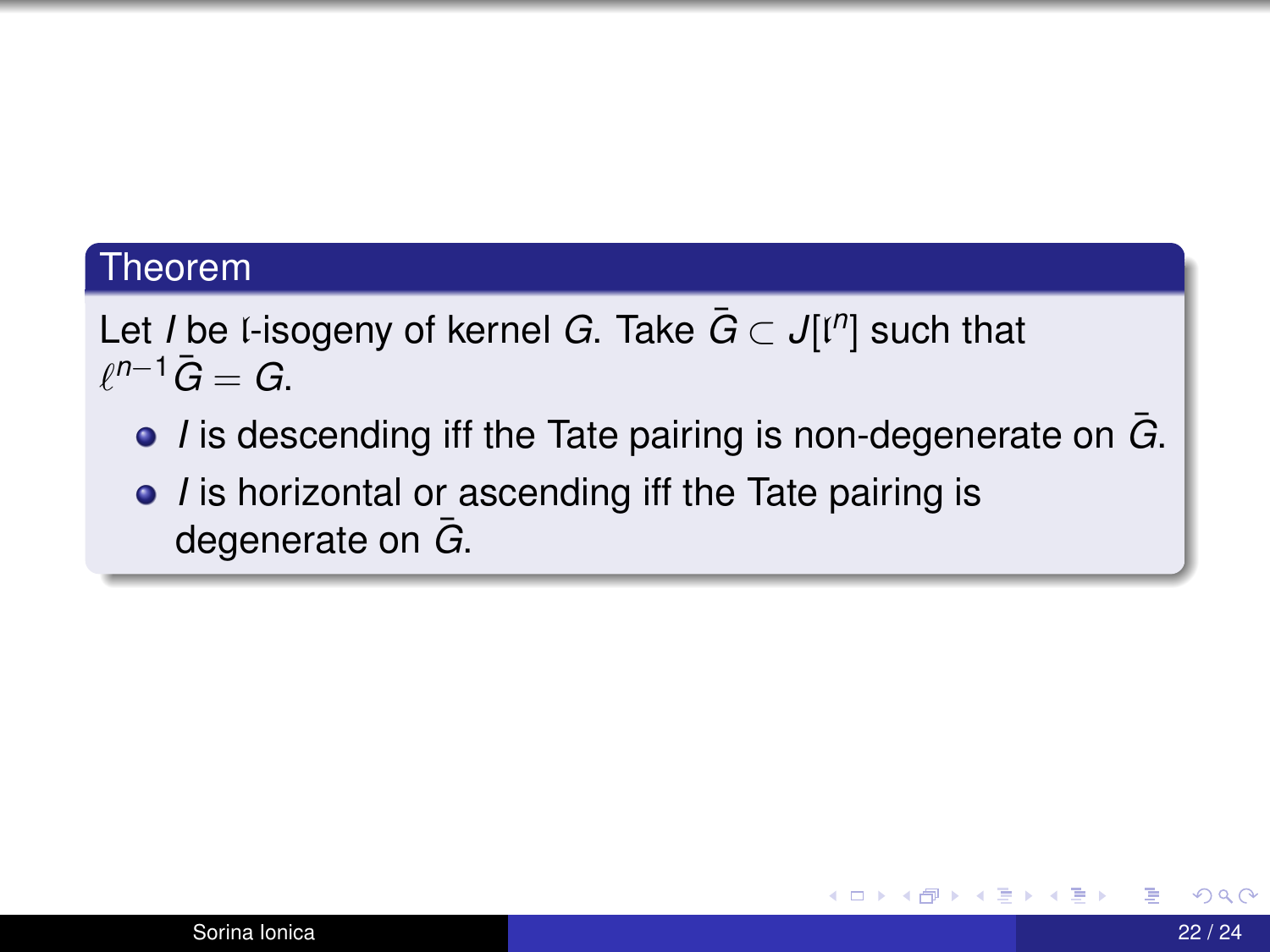**Theorem**

Let $I$ be $\mathfrak{l}$-isogeny of kernel $G$. Take $\bar{G} \subset J[\mathfrak{l}^n]$ such that $\ell^{n-1}\bar{G} = G$.

- $I$ is descending iff the Tate pairing is non-degenerate on $\bar{G}$.
- $I$ is horizontal or ascending iff the Tate pairing is degenerate on $\bar{G}$.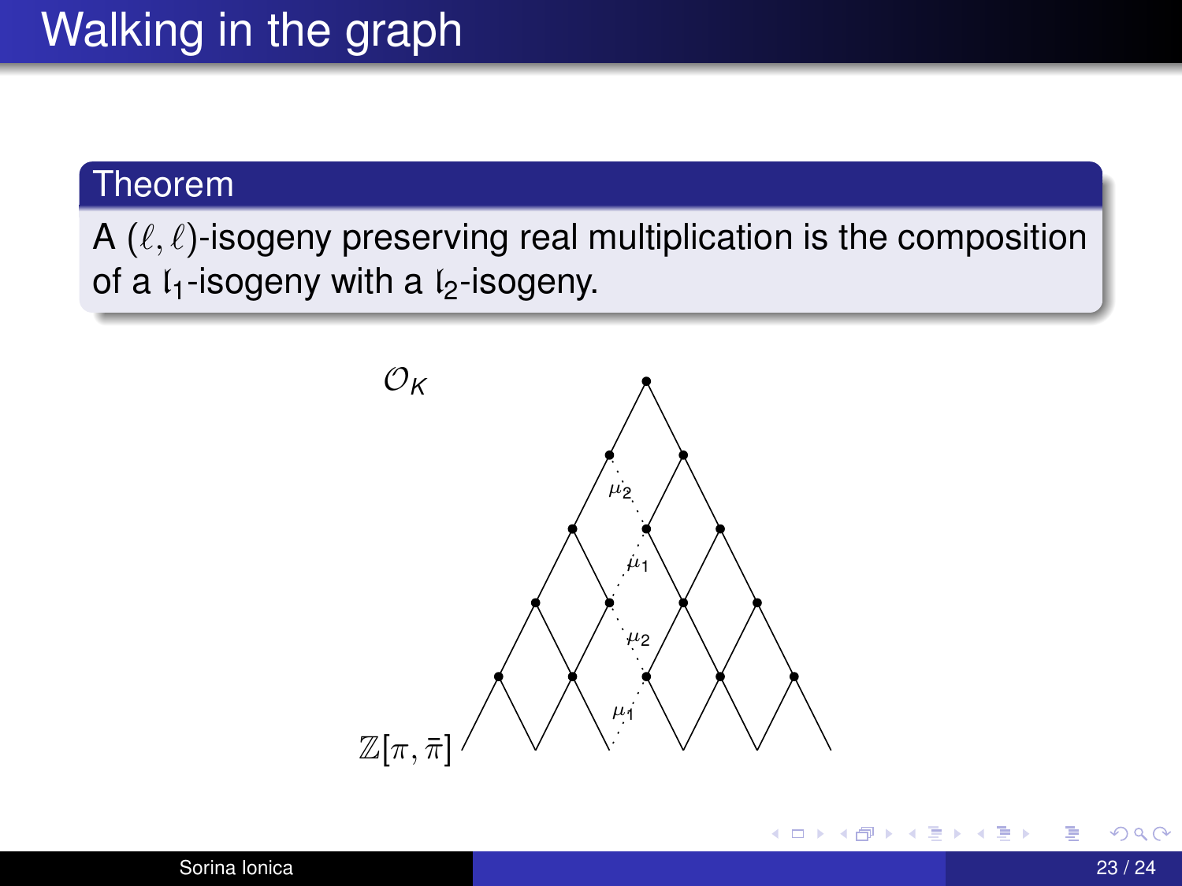# Walking in the graph

**Theorem**

A $(\ell, \ell)$-isogeny preserving real multiplication is the composition of a $\mathfrak{l}_1$-isogeny with a $\mathfrak{l}_2$-isogeny.

$\mathcal{O}_K$

$\mu_2$

$\mu_1$

$\mu_2$

$\mu_1$

$\mathbb{Z}[\pi, \bar{\pi}]$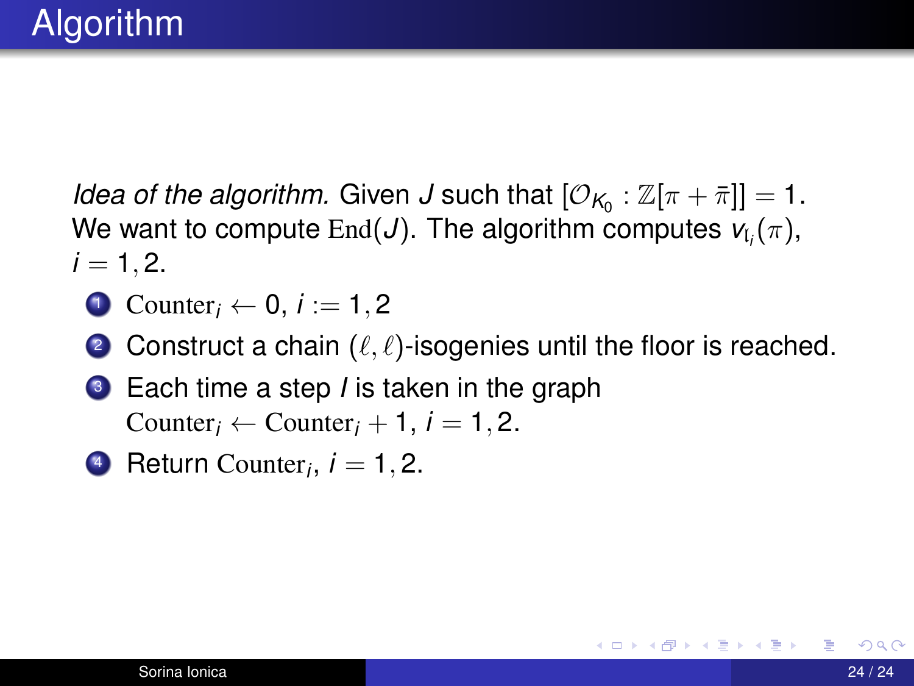# Algorithm

*Idea of the algorithm.* Given $J$ such that $[\mathcal{O}_{K_0} : \mathbb{Z}[\pi + \bar{\pi}]] = 1$. We want to compute $\mathrm{End}(J)$. The algorithm computes $v_{\mathfrak{l}_i}(\pi)$, $i = 1, 2$.

1. $\mathrm{Counter}_i \leftarrow 0$, $i := 1, 2$
2. Construct a chain $(\ell, \ell)$-isogenies until the floor is reached.
3. Each time a step $l$ is taken in the graph $\mathrm{Counter}_i \leftarrow \mathrm{Counter}_i + 1$, $i = 1, 2$.
4. Return $\mathrm{Counter}_i$, $i = 1, 2$.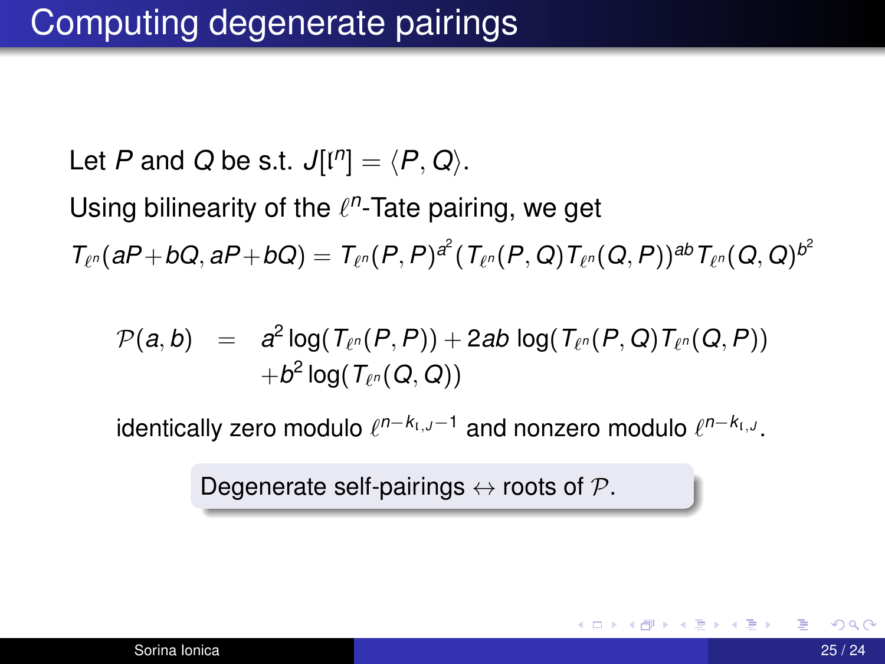# Computing degenerate pairings

Let $P$ and $Q$ be s.t. $J[\mathfrak{l}^n] = \langle P, Q \rangle$.

Using bilinearity of the $\ell^n$-Tate pairing, we get

$$T_{\ell^n}(aP+bQ, aP+bQ) = T_{\ell^n}(P,P)^{a^2}(T_{\ell^n}(P,Q)T_{\ell^n}(Q,P))^{ab}T_{\ell^n}(Q,Q)^{b^2}$$

$$\mathcal{P}(a,b) = a^2 \log(T_{\ell^n}(P,P)) + 2ab \log(T_{\ell^n}(P,Q)T_{\ell^n}(Q,P)) + b^2 \log(T_{\ell^n}(Q,Q))$$

identically zero modulo $\ell^{n-k_{\mathfrak{l},J}-1}$ and nonzero modulo $\ell^{n-k_{\mathfrak{l},J}}$.

Degenerate self-pairings $\leftrightarrow$ roots of $\mathcal{P}$.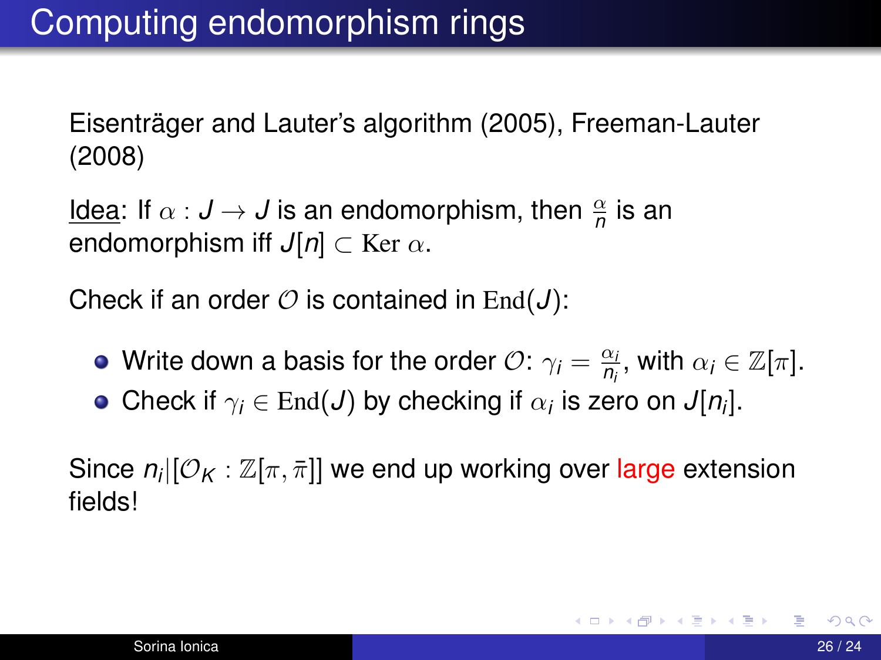# Computing endomorphism rings

Eisenträger and Lauter's algorithm (2005), Freeman-Lauter (2008)

Idea: If $\alpha : J \to J$ is an endomorphism, then $\frac{\alpha}{n}$ is an endomorphism iff $J[n] \subset \mathrm{Ker}\ \alpha$.

Check if an order $\mathcal{O}$ is contained in $\mathrm{End}(J)$:

- Write down a basis for the order $\mathcal{O}$: $\gamma_i = \frac{\alpha_i}{n_i}$, with $\alpha_i \in \mathbb{Z}[\pi]$.
- Check if $\gamma_i \in \mathrm{End}(J)$ by checking if $\alpha_i$ is zero on $J[n_i]$.

Since $n_i | [\mathcal{O}_K : \mathbb{Z}[\pi, \bar{\pi}]]$ we end up working over large extension fields!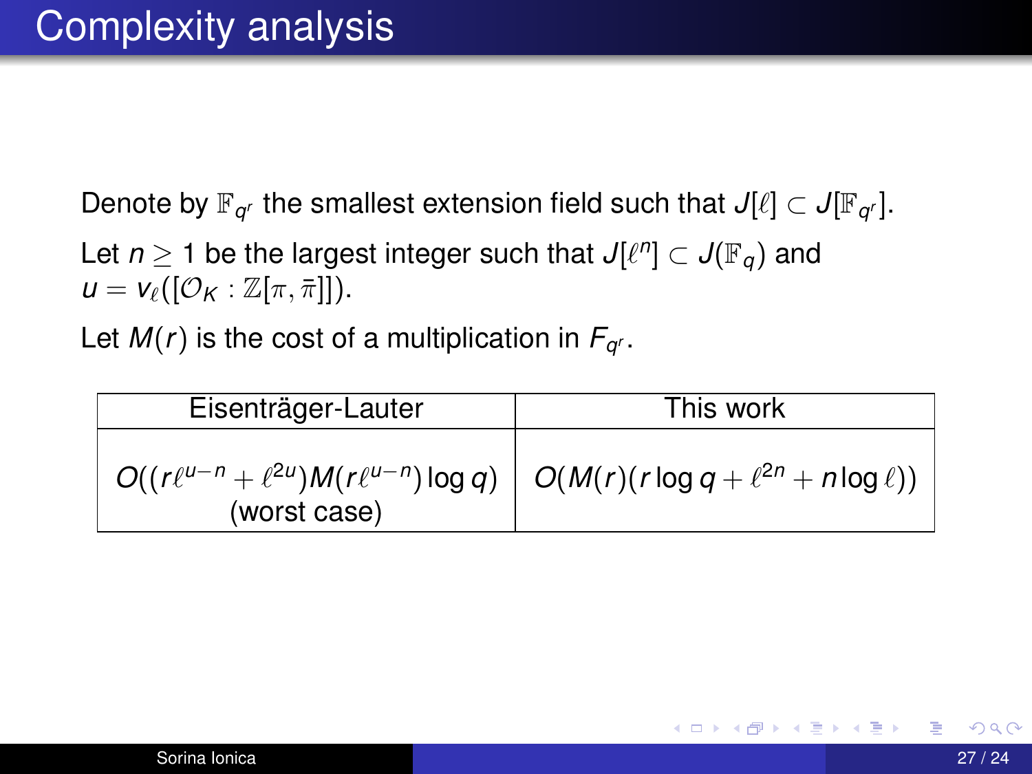# Complexity analysis

Denote by $\mathbb{F}_{q^r}$ the smallest extension field such that $J[\ell] \subset J[\mathbb{F}_{q^r}]$.

Let $n \geq 1$ be the largest integer such that $J[\ell^n] \subset J(\mathbb{F}_q)$ and $u = v_\ell([\mathcal{O}_K : \mathbb{Z}[\pi, \bar{\pi}]])$.

Let $M(r)$ is the cost of a multiplication in $F_{q^r}$.

| Eisenträger-Lauter | This work |
|---|---|
| $O((r\ell^{u-n} + \ell^{2u})M(r\ell^{u-n}) \log q)$ (worst case) | $O(M(r)(r \log q + \ell^{2n} + n \log \ell))$ |